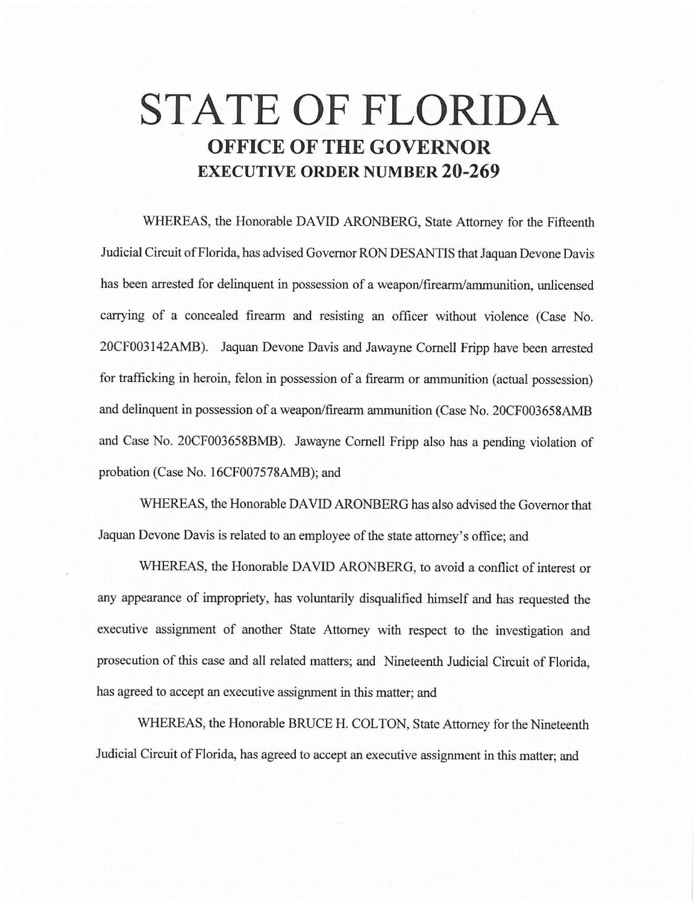# STATE OF FLORIDA

## OFFICE OF THE GOVERNOR

### EXECUTIVE ORDER NUMBER 20-269

WHEREAS, the Honorable DAVID ARONBERG, State Attorney for the Fifteenth Judicial Circuit of Florida, has advised Governor RON DESANTIS that Jaquan Devone Davis has been arrested for delinquent in possession of a weapon/firearm/ammunition, unlicensed carrying of a concealed firearm and resisting an officer without violence (Case No. 20CF003142AMB). Jaquan Devone Davis and Jawayne Cornell Fripp have been arrested for trafficking in heroin, felon in possession of a firearm or ammunition (actual possession) and delinquent in possession of a weapon/firearm ammunition (Case No. 20CF003658AMB and Case No. 20CF003658BMB). Jawayne Cornell Fripp also has a pending violation of probation (Case No. 16CF007578AMB); and

WHEREAS, the Honorable DAVID ARONBERG has also advised the Governor that Jaquan Devone Davis is related to an employee of the state attorney's office; and

WHEREAS, the Honorable DAVID ARONBERG, to avoid a conflict of interest or any appearance of impropriety, has voluntarily disqualified himself and has requested the executive assignment of another State Attorney with respect to the investigation and prosecution of this case and all related matters; and Nineteenth Judicial Circuit of Florida, has agreed to accept an executive assignment in this matter; and

WHEREAS, the Honorable BRUCE H. COLTON, State Attorney for the Nineteenth Judicial Circuit of Florida, has agreed to accept an executive assignment in this matter; and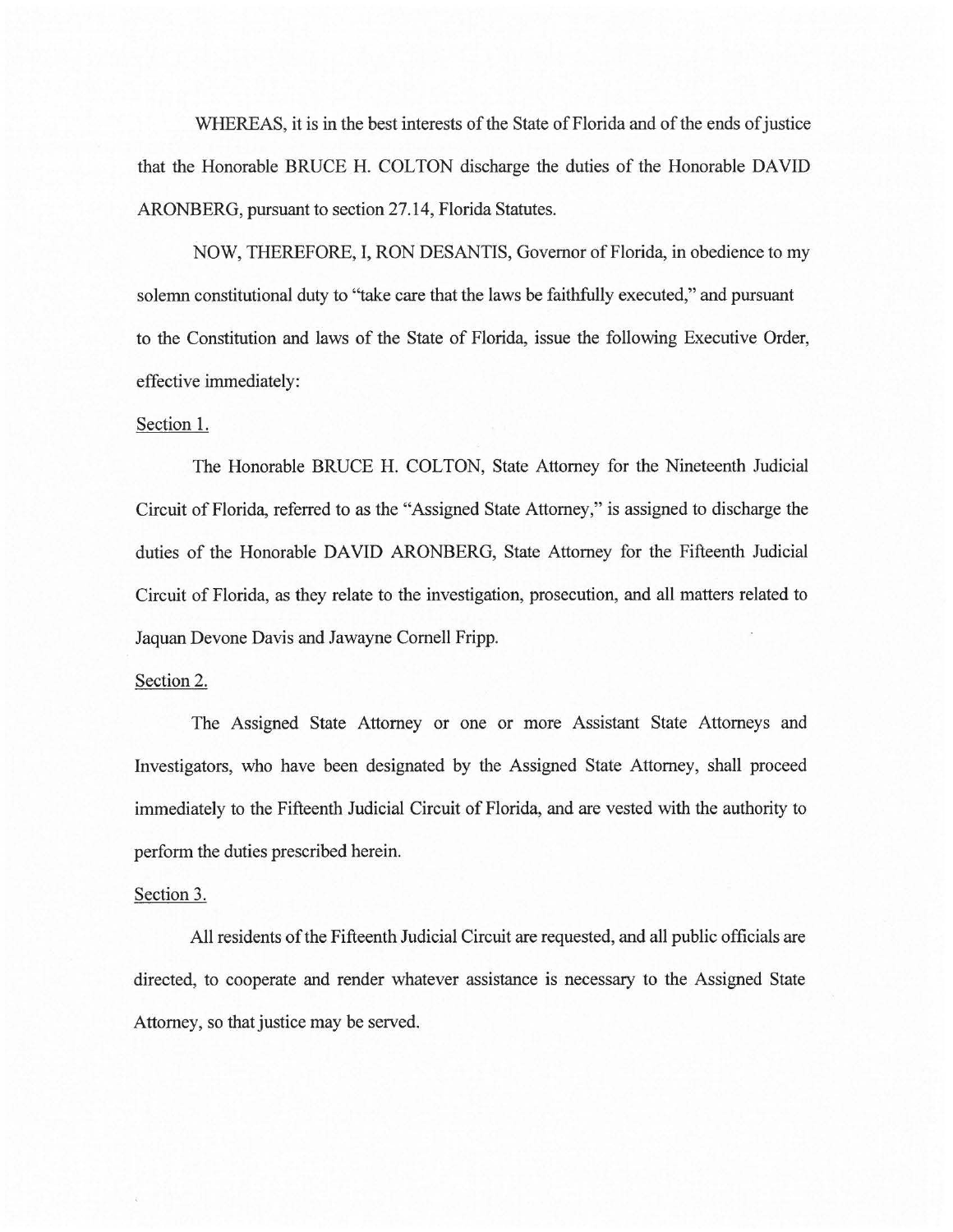WHEREAS, it is in the best interests of the State of Florida and of the ends of justice that the Honorable BRUCE H. COLTON discharge the duties of the Honorable DAVID ARONBERG, pursuant to section 27.14, Florida Statutes.

NOW, THEREFORE, I, RON DESANTIS, Governor of Florida, in obedience to my solemn constitutional duty to "take care that the laws be faithfully executed," and pursuant to the Constitution and laws of the State of Florida, issue the following Executive Order, effective immediately:

Section 1.

The Honorable BRUCE H. COLTON, State Attorney for the Nineteenth Judicial Circuit of Florida, referred to as the "Assigned State Attorney," is assigned to discharge the duties of the Honorable DAVID ARONBERG, State Attorney for the Fifteenth Judicial Circuit of Florida, as they relate to the investigation, prosecution, and all matters related to Jaquan Devone Davis and Jawayne Cornell Fripp.

Section 2.

The Assigned State Attorney or one or more Assistant State Attorneys and Investigators, who have been designated by the Assigned State Attorney, shall proceed immediately to the Fifteenth Judicial Circuit of Florida, and are vested with the authority to perform the duties prescribed herein.

Section 3.

All residents of the Fifteenth Judicial Circuit are requested, and all public officials are directed, to cooperate and render whatever assistance is necessary to the Assigned State Attorney, so that justice may be served.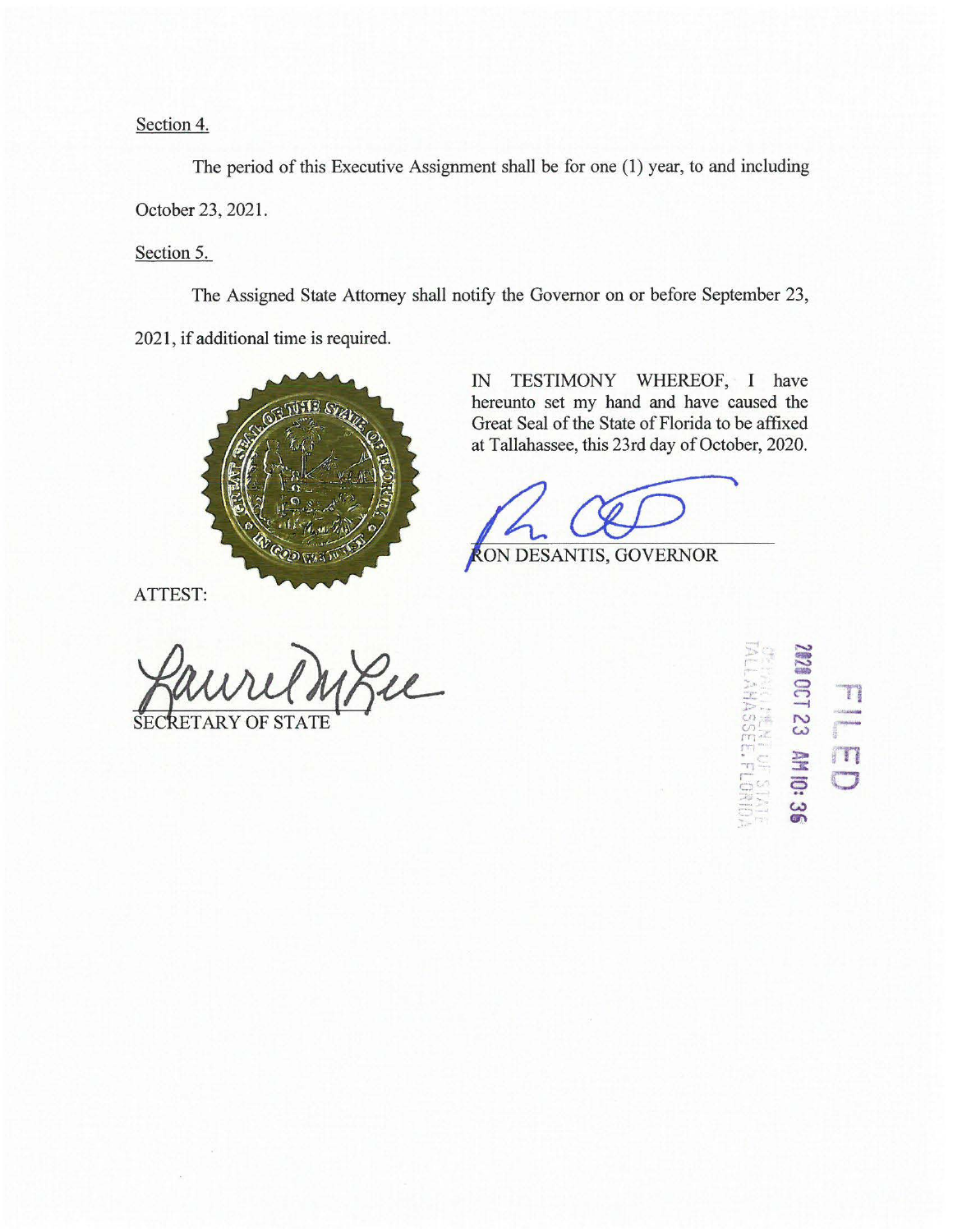Section 4.

The period of this Executive Assignment shall be for one (1) year, to and including October 23, 2021.

Section 5.

The Assigned State Attorney shall notify the Governor on or before September 23, 2021, if additional time is required.

IN TESTIMONY WHEREOF, I have hereunto set my hand and have caused the Great Seal of the State of Florida to be affixed at Tallahassee, this 23rd day of October, 2020.

RON DESANTIS, GOVERNOR

ATTEST:

SECRETARY OF STATE

FILED

2020 OCT 23 AM 10:36

DEPARTMENT OF STATE
TALLAHASSEE, FLORIDA